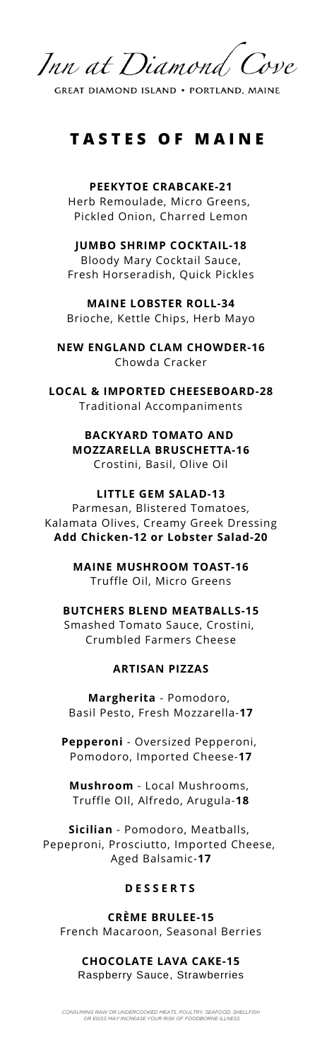# Inn at Diamond Cove

GREAT DIAMOND ISLAND • PORTLAND, MAINE

## TASTES OF MAINE

**PEEKYTOE CRABCAKE-21**
Herb Remoulade, Micro Greens, Pickled Onion, Charred Lemon

**JUMBO SHRIMP COCKTAIL-18**
Bloody Mary Cocktail Sauce, Fresh Horseradish, Quick Pickles

**MAINE LOBSTER ROLL-34**
Brioche, Kettle Chips, Herb Mayo

**NEW ENGLAND CLAM CHOWDER-16**
Chowda Cracker

**LOCAL & IMPORTED CHEESEBOARD-28**
Traditional Accompaniments

**BACKYARD TOMATO AND MOZZARELLA BRUSCHETTA-16**
Crostini, Basil, Olive Oil

**LITTLE GEM SALAD-13**
Parmesan, Blistered Tomatoes, Kalamata Olives, Creamy Greek Dressing
**Add Chicken-12 or Lobster Salad-20**

**MAINE MUSHROOM TOAST-16**
Truffle Oil, Micro Greens

**BUTCHERS BLEND MEATBALLS-15**
Smashed Tomato Sauce, Crostini, Crumbled Farmers Cheese

### ARTISAN PIZZAS

**Margherita** - Pomodoro, Basil Pesto, Fresh Mozzarella-**17**

**Pepperoni** - Oversized Pepperoni, Pomodoro, Imported Cheese-**17**

**Mushroom** - Local Mushrooms, Truffle OIl, Alfredo, Arugula-**18**

**Sicilian** - Pomodoro, Meatballs, Pepeproni, Prosciutto, Imported Cheese, Aged Balsamic-**17**

### DESSERTS

**CRÈME BRULEE-15**
French Macaroon, Seasonal Berries

**CHOCOLATE LAVA CAKE-15**
Raspberry Sauce, Strawberries

*CONSUMING RAW OR UNDERCOOKED MEATS, POULTRY, SEAFOOD, SHELLFISH OR EGGS MAY INCREASE YOUR RISK OF FOODBORNE ILLNESS*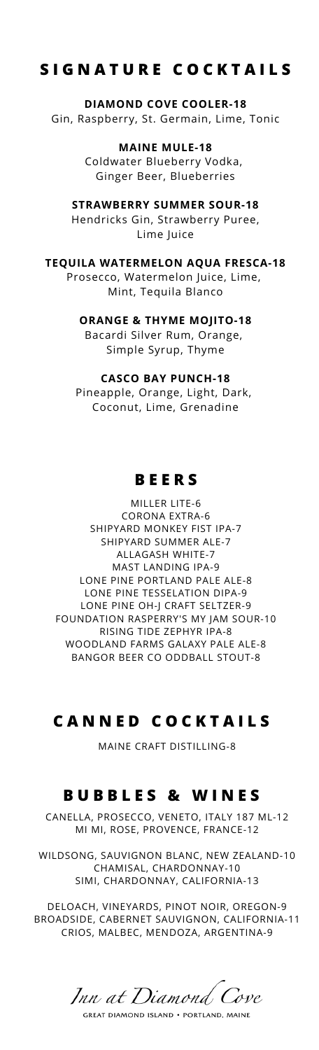## SIGNATURE COCKTAILS

**DIAMOND COVE COOLER-18**
Gin, Raspberry, St. Germain, Lime, Tonic

**MAINE MULE-18**
Coldwater Blueberry Vodka, Ginger Beer, Blueberries

**STRAWBERRY SUMMER SOUR-18**
Hendricks Gin, Strawberry Puree, Lime Juice

**TEQUILA WATERMELON AQUA FRESCA-18**
Prosecco, Watermelon Juice, Lime, Mint, Tequila Blanco

**ORANGE & THYME MOJITO-18**
Bacardi Silver Rum, Orange, Simple Syrup, Thyme

**CASCO BAY PUNCH-18**
Pineapple, Orange, Light, Dark, Coconut, Lime, Grenadine

## BEERS

MILLER LITE-6
CORONA EXTRA-6
SHIPYARD MONKEY FIST IPA-7
SHIPYARD SUMMER ALE-7
ALLAGASH WHITE-7
MAST LANDING IPA-9
LONE PINE PORTLAND PALE ALE-8
LONE PINE TESSELATION DIPA-9
LONE PINE OH-J CRAFT SELTZER-9
FOUNDATION RASPERRY'S MY JAM SOUR-10
RISING TIDE ZEPHYR IPA-8
WOODLAND FARMS GALAXY PALE ALE-8
BANGOR BEER CO ODDBALL STOUT-8

## CANNED COCKTAILS

MAINE CRAFT DISTILLING-8

## BUBBLES & WINES

CANELLA, PROSECCO, VENETO, ITALY 187 ML-12
MI MI, ROSE, PROVENCE, FRANCE-12

WILDSONG, SAUVIGNON BLANC, NEW ZEALAND-10
CHAMISAL, CHARDONNAY-10
SIMI, CHARDONNAY, CALIFORNIA-13

DELOACH, VINEYARDS, PINOT NOIR, OREGON-9
BROADSIDE, CABERNET SAUVIGNON, CALIFORNIA-11
CRIOS, MALBEC, MENDOZA, ARGENTINA-9

*Inn at Diamond Cove*
GREAT DIAMOND ISLAND • PORTLAND, MAINE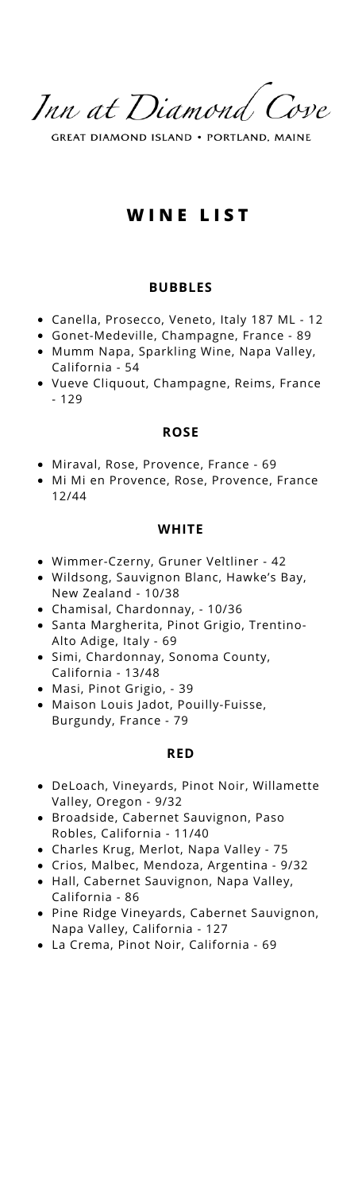# Inn at Diamond Cove

GREAT DIAMOND ISLAND • PORTLAND, MAINE

## WINE LIST

### BUBBLES

- Canella, Prosecco, Veneto, Italy 187 ML - 12
- Gonet-Medeville, Champagne, France - 89
- Mumm Napa, Sparkling Wine, Napa Valley, California - 54
- Vueve Cliquout, Champagne, Reims, France - 129

### ROSE

- Miraval, Rose, Provence, France - 69
- Mi Mi en Provence, Rose, Provence, France 12/44

### WHITE

- Wimmer-Czerny, Gruner Veltliner - 42
- Wildsong, Sauvignon Blanc, Hawke's Bay, New Zealand - 10/38
- Chamisal, Chardonnay, - 10/36
- Santa Margherita, Pinot Grigio, Trentino-Alto Adige, Italy - 69
- Simi, Chardonnay, Sonoma County, California - 13/48
- Masi, Pinot Grigio, - 39
- Maison Louis Jadot, Pouilly-Fuisse, Burgundy, France - 79

### RED

- DeLoach, Vineyards, Pinot Noir, Willamette Valley, Oregon - 9/32
- Broadside, Cabernet Sauvignon, Paso Robles, California - 11/40
- Charles Krug, Merlot, Napa Valley - 75
- Crios, Malbec, Mendoza, Argentina - 9/32
- Hall, Cabernet Sauvignon, Napa Valley, California - 86
- Pine Ridge Vineyards, Cabernet Sauvignon, Napa Valley, California - 127
- La Crema, Pinot Noir, California - 69